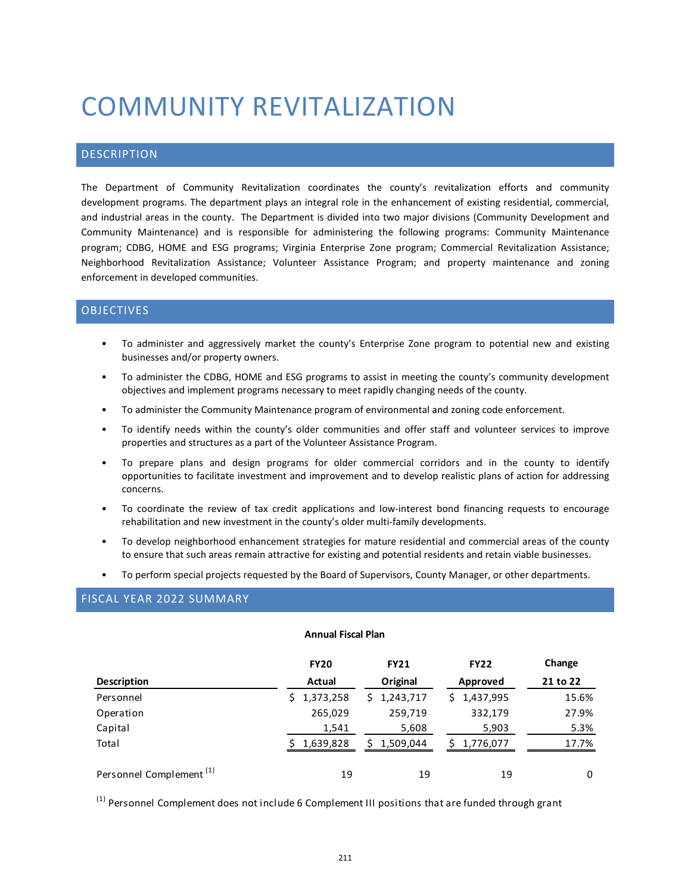# COMMUNITY REVITALIZATION

## DESCRIPTION

The Department of Community Revitalization coordinates the county's revitalization efforts and community development programs. The department plays an integral role in the enhancement of existing residential, commercial, and industrial areas in the county. The Department is divided into two major divisions (Community Development and Community Maintenance) and is responsible for administering the following programs: Community Maintenance program; CDBG, HOME and ESG programs; Virginia Enterprise Zone program; Commercial Revitalization Assistance; Neighborhood Revitalization Assistance; Volunteer Assistance Program; and property maintenance and zoning enforcement in developed communities.

## OBJECTIVES

- To administer and aggressively market the county's Enterprise Zone program to potential new and existing businesses and/or property owners.
- To administer the CDBG, HOME and ESG programs to assist in meeting the county's community development objectives and implement programs necessary to meet rapidly changing needs of the county.
- To administer the Community Maintenance program of environmental and zoning code enforcement.
- To identify needs within the county's older communities and offer staff and volunteer services to improve properties and structures as a part of the Volunteer Assistance Program.
- To prepare plans and design programs for older commercial corridors and in the county to identify opportunities to facilitate investment and improvement and to develop realistic plans of action for addressing concerns.
- To coordinate the review of tax credit applications and low-interest bond financing requests to encourage rehabilitation and new investment in the county's older multi-family developments.
- To develop neighborhood enhancement strategies for mature residential and commercial areas of the county to ensure that such areas remain attractive for existing and potential residents and retain viable businesses.
- To perform special projects requested by the Board of Supervisors, County Manager, or other departments.

## FISCAL YEAR 2022 SUMMARY

**Annual Fiscal Plan**

| Description | FY20 Actual | FY21 Original | FY22 Approved | Change 21 to 22 |
|---|---|---|---|---|
| Personnel | $ 1,373,258 | $ 1,243,717 | $ 1,437,995 | 15.6% |
| Operation | 265,029 | 259,719 | 332,179 | 27.9% |
| Capital | 1,541 | 5,608 | 5,903 | 5.3% |
| Total | $ 1,639,828 | $ 1,509,044 | $ 1,776,077 | 17.7% |
| Personnel Complement [1] | 19 | 19 | 19 | 0 |

[1] Personnel Complement does not include 6 Complement III positions that are funded through grant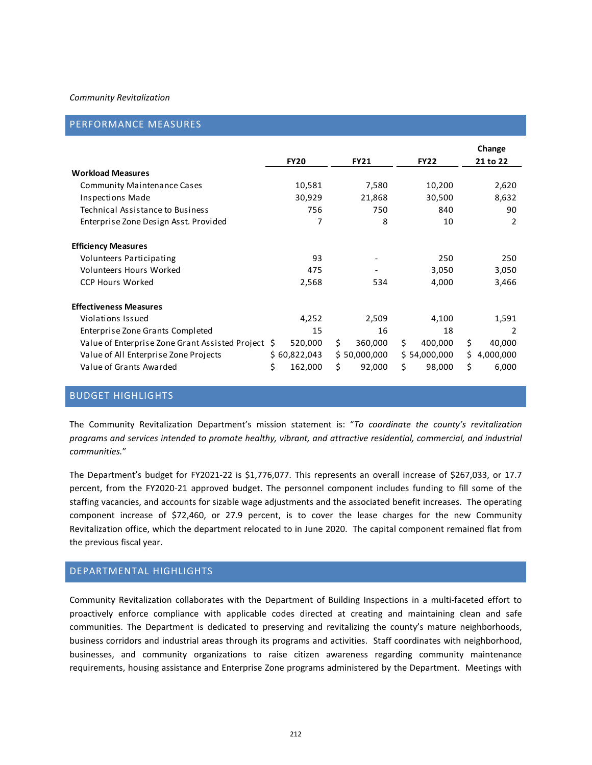*Community Revitalization*

## PERFORMANCE MEASURES

| | FY20 | FY21 | FY22 | Change 21 to 22 |
|---|---|---|---|---|
| **Workload Measures** | | | | |
| Community Maintenance Cases | 10,581 | 7,580 | 10,200 | 2,620 |
| Inspections Made | 30,929 | 21,868 | 30,500 | 8,632 |
| Technical Assistance to Business | 756 | 750 | 840 | 90 |
| Enterprise Zone Design Asst. Provided | 7 | 8 | 10 | 2 |
| **Efficiency Measures** | | | | |
| Volunteers Participating | 93 | - | 250 | 250 |
| Volunteers Hours Worked | 475 | - | 3,050 | 3,050 |
| CCP Hours Worked | 2,568 | 534 | 4,000 | 3,466 |
| **Effectiveness Measures** | | | | |
| Violations Issued | 4,252 | 2,509 | 4,100 | 1,591 |
| Enterprise Zone Grants Completed | 15 | 16 | 18 | 2 |
| Value of Enterprise Zone Grant Assisted Project | $ 520,000 | $ 360,000 | $ 400,000 | $ 40,000 |
| Value of All Enterprise Zone Projects | $ 60,822,043 | $ 50,000,000 | $ 54,000,000 | $ 4,000,000 |
| Value of Grants Awarded | $ 162,000 | $ 92,000 | $ 98,000 | $ 6,000 |

## BUDGET HIGHLIGHTS

The Community Revitalization Department's mission statement is: "*To coordinate the county's revitalization programs and services intended to promote healthy, vibrant, and attractive residential, commercial, and industrial communities.*"

The Department's budget for FY2021-22 is $1,776,077. This represents an overall increase of $267,033, or 17.7 percent, from the FY2020-21 approved budget. The personnel component includes funding to fill some of the staffing vacancies, and accounts for sizable wage adjustments and the associated benefit increases. The operating component increase of $72,460, or 27.9 percent, is to cover the lease charges for the new Community Revitalization office, which the department relocated to in June 2020. The capital component remained flat from the previous fiscal year.

## DEPARTMENTAL HIGHLIGHTS

Community Revitalization collaborates with the Department of Building Inspections in a multi-faceted effort to proactively enforce compliance with applicable codes directed at creating and maintaining clean and safe communities. The Department is dedicated to preserving and revitalizing the county's mature neighborhoods, business corridors and industrial areas through its programs and activities. Staff coordinates with neighborhood, businesses, and community organizations to raise citizen awareness regarding community maintenance requirements, housing assistance and Enterprise Zone programs administered by the Department. Meetings with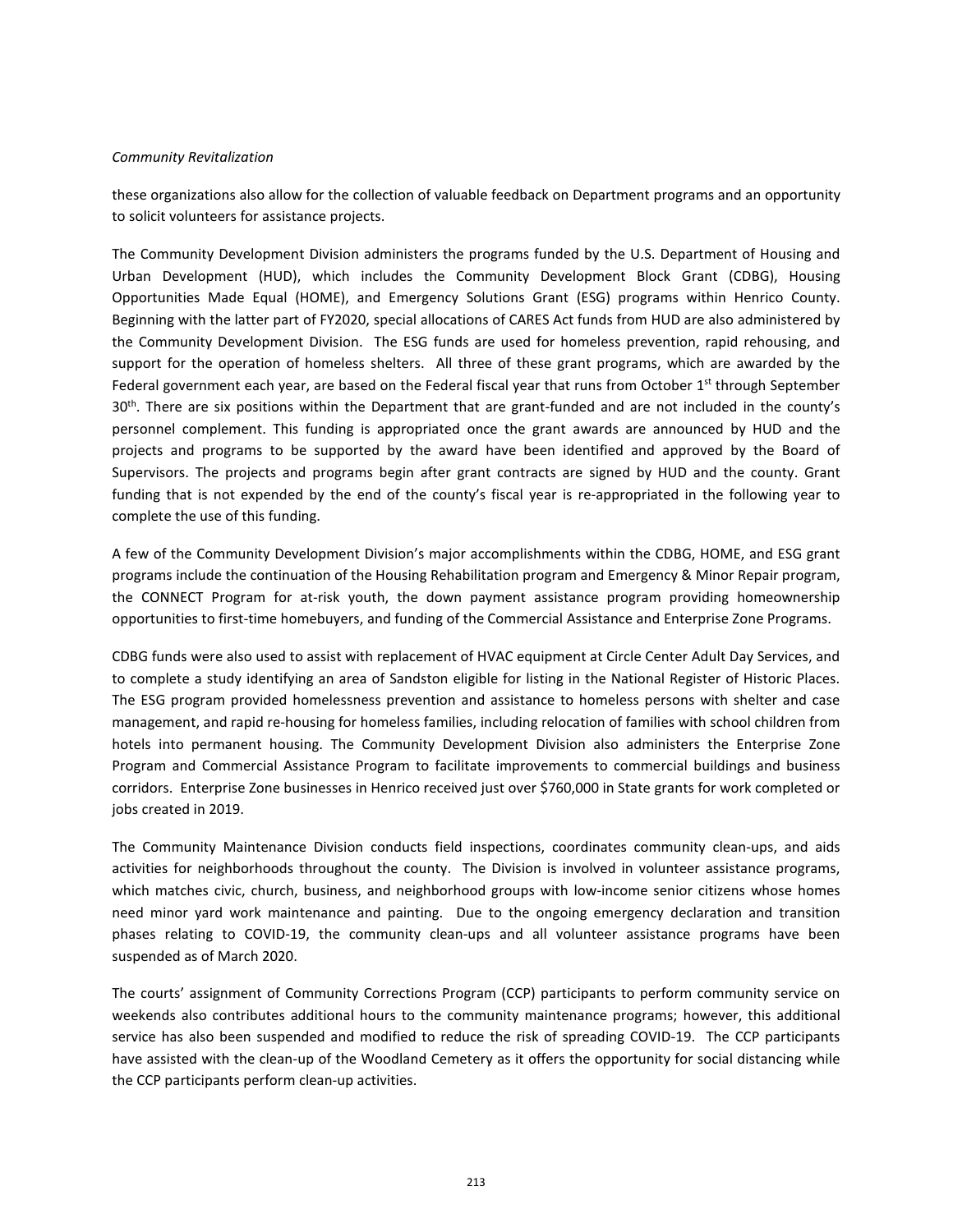these organizations also allow for the collection of valuable feedback on Department programs and an opportunity to solicit volunteers for assistance projects.

The Community Development Division administers the programs funded by the U.S. Department of Housing and Urban Development (HUD), which includes the Community Development Block Grant (CDBG), Housing Opportunities Made Equal (HOME), and Emergency Solutions Grant (ESG) programs within Henrico County. Beginning with the latter part of FY2020, special allocations of CARES Act funds from HUD are also administered by the Community Development Division. The ESG funds are used for homeless prevention, rapid rehousing, and support for the operation of homeless shelters. All three of these grant programs, which are awarded by the Federal government each year, are based on the Federal fiscal year that runs from October 1st through September 30th. There are six positions within the Department that are grant-funded and are not included in the county's personnel complement. This funding is appropriated once the grant awards are announced by HUD and the projects and programs to be supported by the award have been identified and approved by the Board of Supervisors. The projects and programs begin after grant contracts are signed by HUD and the county. Grant funding that is not expended by the end of the county's fiscal year is re-appropriated in the following year to complete the use of this funding.

A few of the Community Development Division's major accomplishments within the CDBG, HOME, and ESG grant programs include the continuation of the Housing Rehabilitation program and Emergency & Minor Repair program, the CONNECT Program for at-risk youth, the down payment assistance program providing homeownership opportunities to first-time homebuyers, and funding of the Commercial Assistance and Enterprise Zone Programs.

CDBG funds were also used to assist with replacement of HVAC equipment at Circle Center Adult Day Services, and to complete a study identifying an area of Sandston eligible for listing in the National Register of Historic Places. The ESG program provided homelessness prevention and assistance to homeless persons with shelter and case management, and rapid re-housing for homeless families, including relocation of families with school children from hotels into permanent housing. The Community Development Division also administers the Enterprise Zone Program and Commercial Assistance Program to facilitate improvements to commercial buildings and business corridors. Enterprise Zone businesses in Henrico received just over $760,000 in State grants for work completed or jobs created in 2019.

The Community Maintenance Division conducts field inspections, coordinates community clean-ups, and aids activities for neighborhoods throughout the county. The Division is involved in volunteer assistance programs, which matches civic, church, business, and neighborhood groups with low-income senior citizens whose homes need minor yard work maintenance and painting. Due to the ongoing emergency declaration and transition phases relating to COVID-19, the community clean-ups and all volunteer assistance programs have been suspended as of March 2020.

The courts' assignment of Community Corrections Program (CCP) participants to perform community service on weekends also contributes additional hours to the community maintenance programs; however, this additional service has also been suspended and modified to reduce the risk of spreading COVID-19. The CCP participants have assisted with the clean-up of the Woodland Cemetery as it offers the opportunity for social distancing while the CCP participants perform clean-up activities.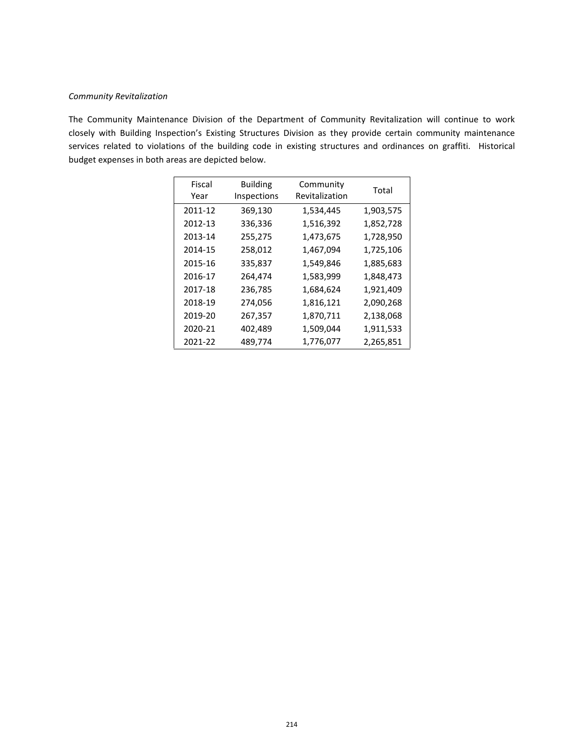*Community Revitalization*

The Community Maintenance Division of the Department of Community Revitalization will continue to work closely with Building Inspection's Existing Structures Division as they provide certain community maintenance services related to violations of the building code in existing structures and ordinances on graffiti. Historical budget expenses in both areas are depicted below.

| Fiscal Year | Building Inspections | Community Revitalization | Total |
|---|---|---|---|
| 2011-12 | 369,130 | 1,534,445 | 1,903,575 |
| 2012-13 | 336,336 | 1,516,392 | 1,852,728 |
| 2013-14 | 255,275 | 1,473,675 | 1,728,950 |
| 2014-15 | 258,012 | 1,467,094 | 1,725,106 |
| 2015-16 | 335,837 | 1,549,846 | 1,885,683 |
| 2016-17 | 264,474 | 1,583,999 | 1,848,473 |
| 2017-18 | 236,785 | 1,684,624 | 1,921,409 |
| 2018-19 | 274,056 | 1,816,121 | 2,090,268 |
| 2019-20 | 267,357 | 1,870,711 | 2,138,068 |
| 2020-21 | 402,489 | 1,509,044 | 1,911,533 |
| 2021-22 | 489,774 | 1,776,077 | 2,265,851 |